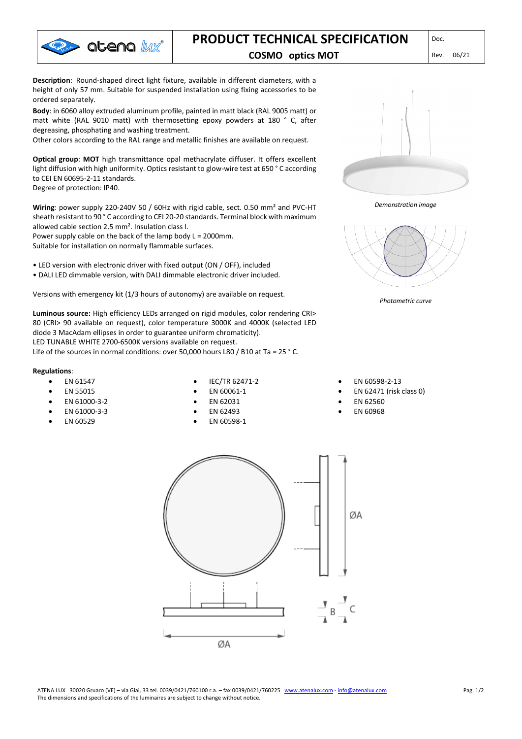# PRODUCT TECHNICAL SPECIFICATION

## COSMO optics MOT

Doc.

Rev. 06/21

**Description**: Round-shaped direct light fixture, available in different diameters, with a height of only 57 mm. Suitable for suspended installation using fixing accessories to be ordered separately.

**Body**: in 6060 alloy extruded aluminum profile, painted in matt black (RAL 9005 matt) or matt white (RAL 9010 matt) with thermosetting epoxy powders at 180 ° C, after degreasing, phosphating and washing treatment.
Other colors according to the RAL range and metallic finishes are available on request.

**Optical group**: **MOT** high transmittance opal methacrylate diffuser. It offers excellent light diffusion with high uniformity. Optics resistant to glow-wire test at 650 ° C according to CEI EN 60695-2-11 standards.
Degree of protection: IP40.

*Demonstration image*

**Wiring**: power supply 220-240V 50 / 60Hz with rigid cable, sect. 0.50 mm² and PVC-HT sheath resistant to 90 ° C according to CEI 20-20 standards. Terminal block with maximum allowed cable section 2.5 mm². Insulation class I.
Power supply cable on the back of the lamp body L = 2000mm.
Suitable for installation on normally flammable surfaces.

- LED version with electronic driver with fixed output (ON / OFF), included
- DALI LED dimmable version, with DALI dimmable electronic driver included.

*Photometric curve*

Versions with emergency kit (1/3 hours of autonomy) are available on request.

**Luminous source:** High efficiency LEDs arranged on rigid modules, color rendering CRI> 80 (CRI> 90 available on request), color temperature 3000K and 4000K (selected LED diode 3 MacAdam ellipses in order to guarantee uniform chromaticity).
LED TUNABLE WHITE 2700-6500K versions available on request.
Life of the sources in normal conditions: over 50,000 hours L80 / B10 at Ta = 25 ° C.

**Regulations**:

- EN 61547
- EN 55015
- EN 61000-3-2
- EN 61000-3-3
- EN 60529
- IEC/TR 62471-2
- EN 60061-1
- EN 62031
- EN 62493
- EN 60598-1
- EN 60598-2-13
- EN 62471 (risk class 0)
- EN 62560
- EN 60968

ØA

B C

ØA

ATENA LUX 30020 Gruaro (VE) – via Giai, 33 tel. 0039/0421/760100 r.a. – fax 0039/0421/760225 www.atenalux.com - info@atenalux.com
The dimensions and specifications of the luminaires are subject to change without notice.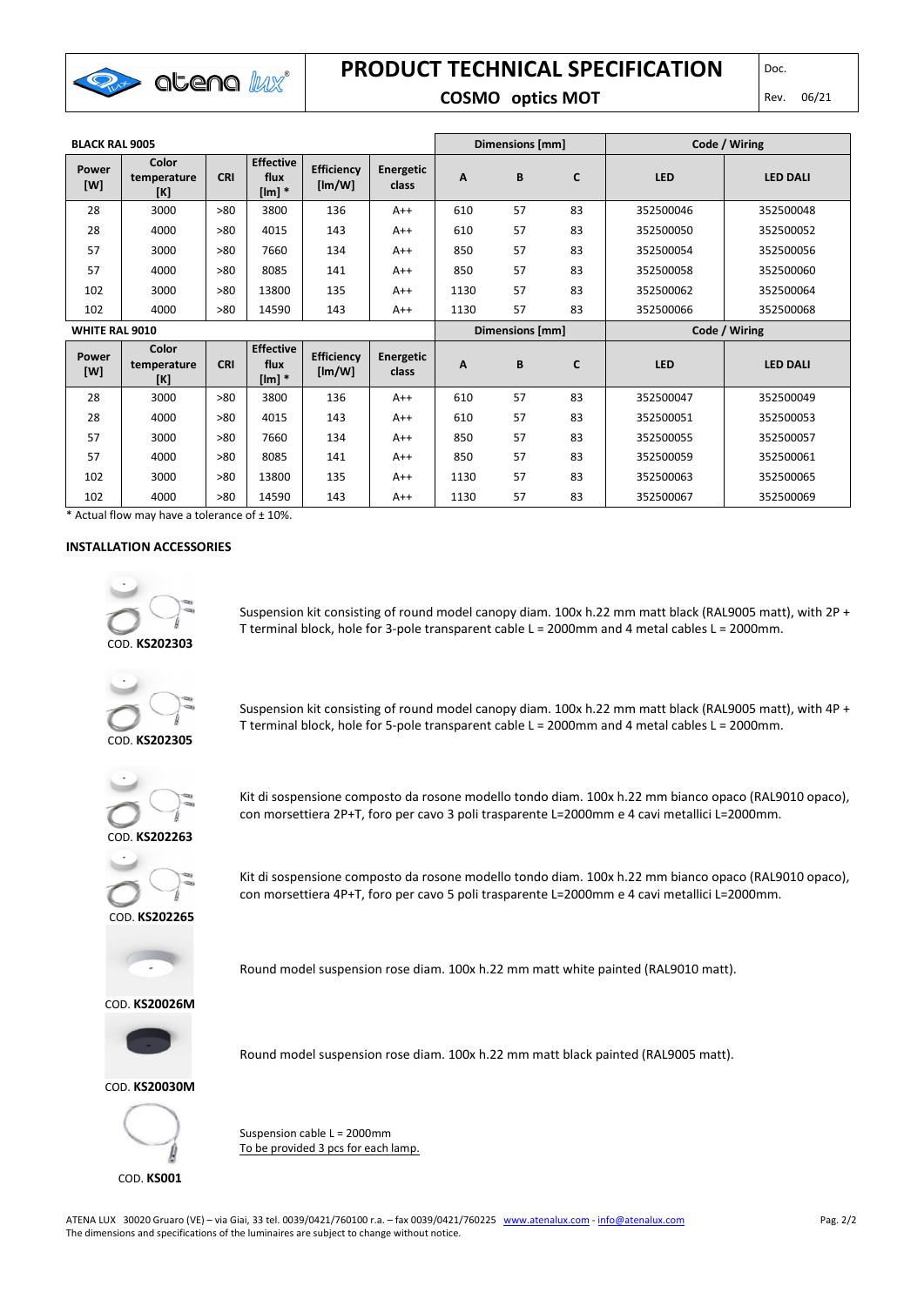# PRODUCT TECHNICAL SPECIFICATION

**COSMO optics MOT**

Doc.

Rev. 06/21

| BLACK RAL 9005 | | | | | | Dimensions [mm] | | | Code / Wiring | |
|---|---|---|---|---|---|---|---|---|---|---|
| Power [W] | Color temperature [K] | CRI | Effective flux [lm] * | Efficiency [lm/W] | Energetic class | A | B | C | LED | LED DALI |
| 28 | 3000 | >80 | 3800 | 136 | A++ | 610 | 57 | 83 | 352500046 | 352500048 |
| 28 | 4000 | >80 | 4015 | 143 | A++ | 610 | 57 | 83 | 352500050 | 352500052 |
| 57 | 3000 | >80 | 7660 | 134 | A++ | 850 | 57 | 83 | 352500054 | 352500056 |
| 57 | 4000 | >80 | 8085 | 141 | A++ | 850 | 57 | 83 | 352500058 | 352500060 |
| 102 | 3000 | >80 | 13800 | 135 | A++ | 1130 | 57 | 83 | 352500062 | 352500064 |
| 102 | 4000 | >80 | 14590 | 143 | A++ | 1130 | 57 | 83 | 352500066 | 352500068 |
| **WHITE RAL 9010** | | | | | | **Dimensions [mm]** | | | **Code / Wiring** | |
| **Power [W]** | **Color temperature [K]** | **CRI** | **Effective flux [lm] *** | **Efficiency [lm/W]** | **Energetic class** | **A** | **B** | **C** | **LED** | **LED DALI** |
| 28 | 3000 | >80 | 3800 | 136 | A++ | 610 | 57 | 83 | 352500047 | 352500049 |
| 28 | 4000 | >80 | 4015 | 143 | A++ | 610 | 57 | 83 | 352500051 | 352500053 |
| 57 | 3000 | >80 | 7660 | 134 | A++ | 850 | 57 | 83 | 352500055 | 352500057 |
| 57 | 4000 | >80 | 8085 | 141 | A++ | 850 | 57 | 83 | 352500059 | 352500061 |
| 102 | 3000 | >80 | 13800 | 135 | A++ | 1130 | 57 | 83 | 352500063 | 352500065 |
| 102 | 4000 | >80 | 14590 | 143 | A++ | 1130 | 57 | 83 | 352500067 | 352500069 |

* Actual flow may have a tolerance of ± 10%.

## INSTALLATION ACCESSORIES

COD. **KS202303**

Suspension kit consisting of round model canopy diam. 100x h.22 mm matt black (RAL9005 matt), with 2P + T terminal block, hole for 3-pole transparent cable L = 2000mm and 4 metal cables L = 2000mm.

COD. **KS202305**

Suspension kit consisting of round model canopy diam. 100x h.22 mm matt black (RAL9005 matt), with 4P + T terminal block, hole for 5-pole transparent cable L = 2000mm and 4 metal cables L = 2000mm.

COD. **KS202263**

Kit di sospensione composto da rosone modello tondo diam. 100x h.22 mm bianco opaco (RAL9010 opaco), con morsettiera 2P+T, foro per cavo 3 poli trasparente L=2000mm e 4 cavi metallici L=2000mm.

COD. **KS202265**

Kit di sospensione composto da rosone modello tondo diam. 100x h.22 mm bianco opaco (RAL9010 opaco), con morsettiera 4P+T, foro per cavo 5 poli trasparente L=2000mm e 4 cavi metallici L=2000mm.

COD. **KS20026M**

Round model suspension rose diam. 100x h.22 mm matt white painted (RAL9010 matt).

COD. **KS20030M**

Round model suspension rose diam. 100x h.22 mm matt black painted (RAL9005 matt).

COD. **KS001**

Suspension cable L = 2000mm
To be provided 3 pcs for each lamp.

ATENA LUX 30020 Gruaro (VE) – via Giai, 33 tel. 0039/0421/760100 r.a. – fax 0039/0421/760225 www.atenalux.com - info@atenalux.com
The dimensions and specifications of the luminaires are subject to change without notice.